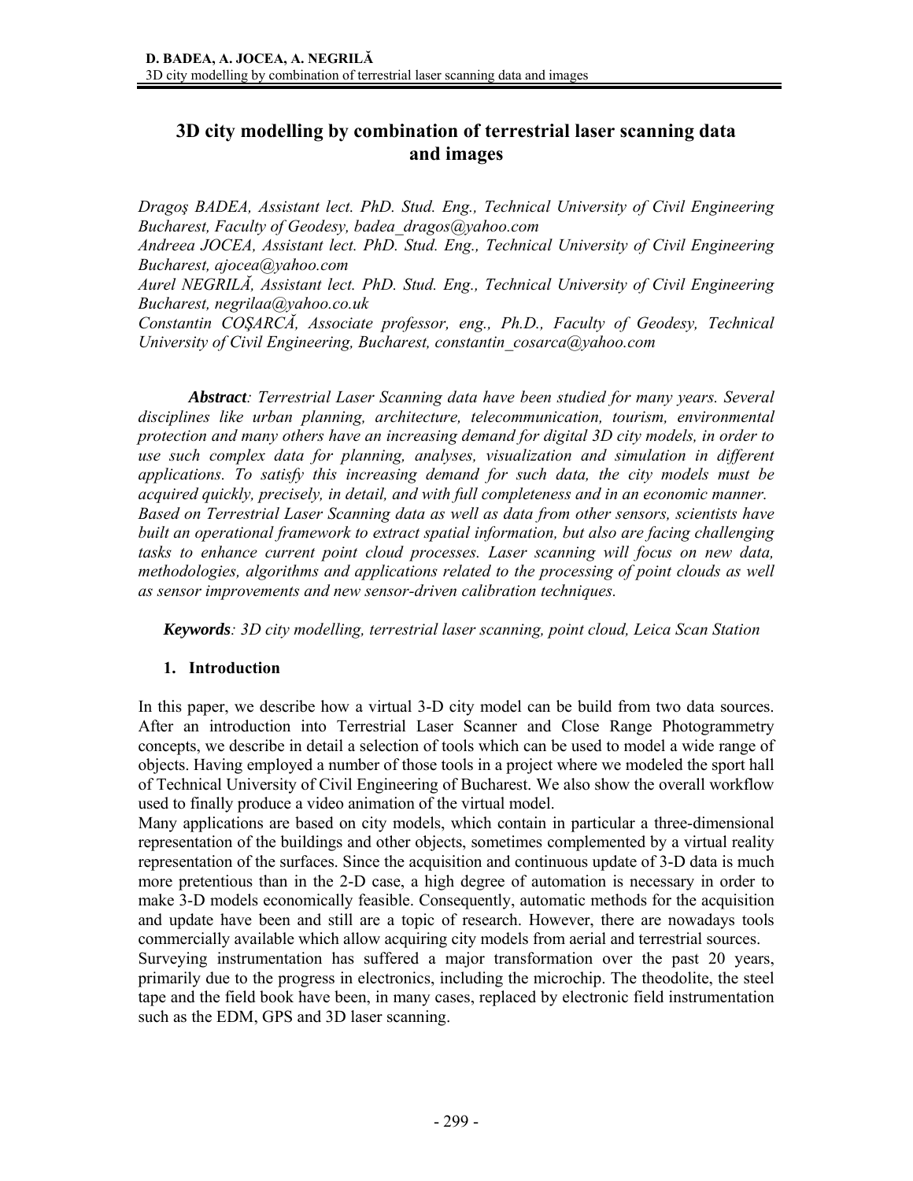# 3D city modelling by combination of terrestrial laser scanning data and images

*Dragoş BADEA, Assistant lect. PhD. Stud. Eng., Technical University of Civil Engineering Bucharest, Faculty of Geodesy, badea_dragos@yahoo.com*
*Andreea JOCEA, Assistant lect. PhD. Stud. Eng., Technical University of Civil Engineering Bucharest, ajocea@yahoo.com*
*Aurel NEGRILĂ, Assistant lect. PhD. Stud. Eng., Technical University of Civil Engineering Bucharest, negrilaa@yahoo.co.uk*
*Constantin COŞARCĂ, Associate professor, eng., Ph.D., Faculty of Geodesy, Technical University of Civil Engineering, Bucharest, constantin_cosarca@yahoo.com*

***Abstract**: Terrestrial Laser Scanning data have been studied for many years. Several disciplines like urban planning, architecture, telecommunication, tourism, environmental protection and many others have an increasing demand for digital 3D city models, in order to use such complex data for planning, analyses, visualization and simulation in different applications. To satisfy this increasing demand for such data, the city models must be acquired quickly, precisely, in detail, and with full completeness and in an economic manner. Based on Terrestrial Laser Scanning data as well as data from other sensors, scientists have built an operational framework to extract spatial information, but also are facing challenging tasks to enhance current point cloud processes. Laser scanning will focus on new data, methodologies, algorithms and applications related to the processing of point clouds as well as sensor improvements and new sensor-driven calibration techniques.*

***Keywords**: 3D city modelling, terrestrial laser scanning, point cloud, Leica Scan Station*

## 1. Introduction

In this paper, we describe how a virtual 3-D city model can be build from two data sources. After an introduction into Terrestrial Laser Scanner and Close Range Photogrammetry concepts, we describe in detail a selection of tools which can be used to model a wide range of objects. Having employed a number of those tools in a project where we modeled the sport hall of Technical University of Civil Engineering of Bucharest. We also show the overall workflow used to finally produce a video animation of the virtual model.

Many applications are based on city models, which contain in particular a three-dimensional representation of the buildings and other objects, sometimes complemented by a virtual reality representation of the surfaces. Since the acquisition and continuous update of 3-D data is much more pretentious than in the 2-D case, a high degree of automation is necessary in order to make 3-D models economically feasible. Consequently, automatic methods for the acquisition and update have been and still are a topic of research. However, there are nowadays tools commercially available which allow acquiring city models from aerial and terrestrial sources.

Surveying instrumentation has suffered a major transformation over the past 20 years, primarily due to the progress in electronics, including the microchip. The theodolite, the steel tape and the field book have been, in many cases, replaced by electronic field instrumentation such as the EDM, GPS and 3D laser scanning.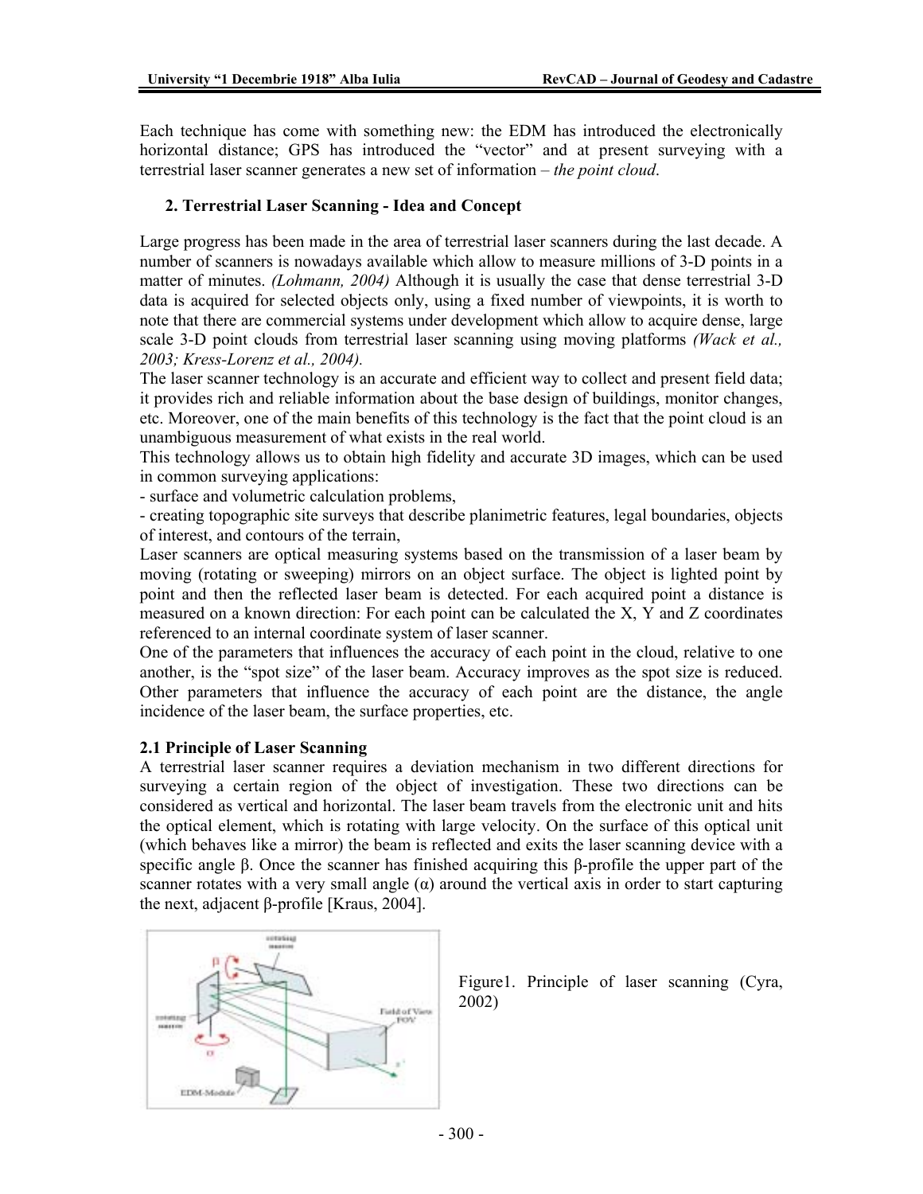Each technique has come with something new: the EDM has introduced the electronically horizontal distance; GPS has introduced the "vector" and at present surveying with a terrestrial laser scanner generates a new set of information – *the point cloud*.

## 2. Terrestrial Laser Scanning - Idea and Concept

Large progress has been made in the area of terrestrial laser scanners during the last decade. A number of scanners is nowadays available which allow to measure millions of 3-D points in a matter of minutes. *(Lohmann, 2004)* Although it is usually the case that dense terrestrial 3-D data is acquired for selected objects only, using a fixed number of viewpoints, it is worth to note that there are commercial systems under development which allow to acquire dense, large scale 3-D point clouds from terrestrial laser scanning using moving platforms *(Wack et al., 2003; Kress-Lorenz et al., 2004).*

The laser scanner technology is an accurate and efficient way to collect and present field data; it provides rich and reliable information about the base design of buildings, monitor changes, etc. Moreover, one of the main benefits of this technology is the fact that the point cloud is an unambiguous measurement of what exists in the real world.

This technology allows us to obtain high fidelity and accurate 3D images, which can be used in common surveying applications:

- surface and volumetric calculation problems,
- creating topographic site surveys that describe planimetric features, legal boundaries, objects of interest, and contours of the terrain,

Laser scanners are optical measuring systems based on the transmission of a laser beam by moving (rotating or sweeping) mirrors on an object surface. The object is lighted point by point and then the reflected laser beam is detected. For each acquired point a distance is measured on a known direction: For each point can be calculated the X, Y and Z coordinates referenced to an internal coordinate system of laser scanner.

One of the parameters that influences the accuracy of each point in the cloud, relative to one another, is the "spot size" of the laser beam. Accuracy improves as the spot size is reduced. Other parameters that influence the accuracy of each point are the distance, the angle incidence of the laser beam, the surface properties, etc.

### 2.1 Principle of Laser Scanning

A terrestrial laser scanner requires a deviation mechanism in two different directions for surveying a certain region of the object of investigation. These two directions can be considered as vertical and horizontal. The laser beam travels from the electronic unit and hits the optical element, which is rotating with large velocity. On the surface of this optical unit (which behaves like a mirror) the beam is reflected and exits the laser scanning device with a specific angle $\beta$. Once the scanner has finished acquiring this $\beta$-profile the upper part of the scanner rotates with a very small angle ($\alpha$) around the vertical axis in order to start capturing the next, adjacent $\beta$-profile [Kraus, 2004].

Figure1. Principle of laser scanning (Cyra, 2002)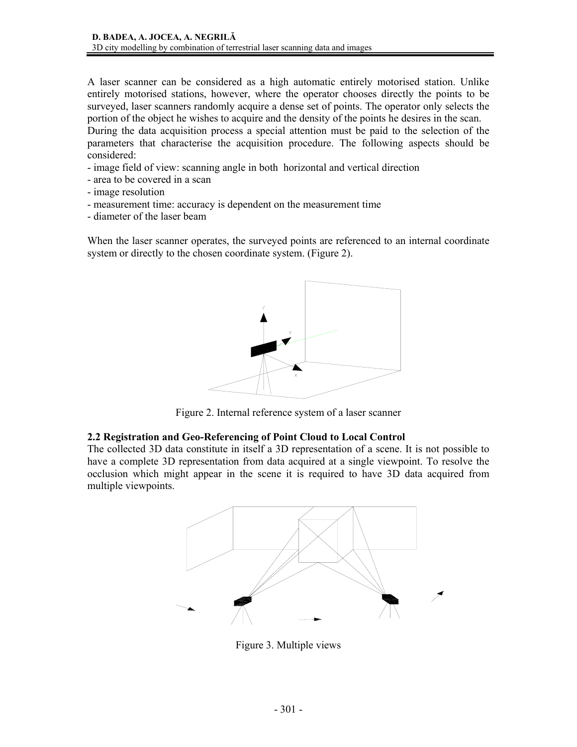A laser scanner can be considered as a high automatic entirely motorised station. Unlike entirely motorised stations, however, where the operator chooses directly the points to be surveyed, laser scanners randomly acquire a dense set of points. The operator only selects the portion of the object he wishes to acquire and the density of the points he desires in the scan.
During the data acquisition process a special attention must be paid to the selection of the parameters that characterise the acquisition procedure. The following aspects should be considered:

- image field of view: scanning angle in both horizontal and vertical direction
- area to be covered in a scan
- image resolution
- measurement time: accuracy is dependent on the measurement time
- diameter of the laser beam

When the laser scanner operates, the surveyed points are referenced to an internal coordinate system or directly to the chosen coordinate system. (Figure 2).

Figure 2. Internal reference system of a laser scanner

### 2.2 Registration and Geo-Referencing of Point Cloud to Local Control

The collected 3D data constitute in itself a 3D representation of a scene. It is not possible to have a complete 3D representation from data acquired at a single viewpoint. To resolve the occlusion which might appear in the scene it is required to have 3D data acquired from multiple viewpoints.

Figure 3. Multiple views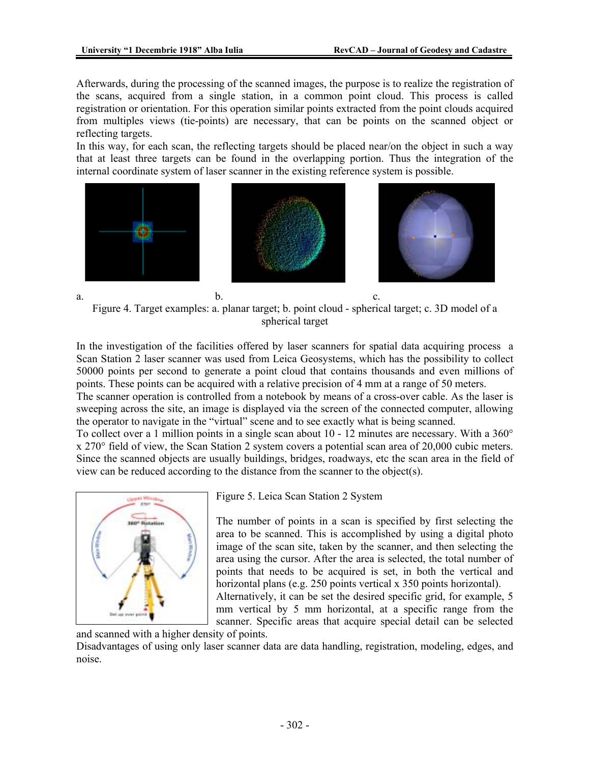Afterwards, during the processing of the scanned images, the purpose is to realize the registration of the scans, acquired from a single station, in a common point cloud. This process is called registration or orientation. For this operation similar points extracted from the point clouds acquired from multiples views (tie-points) are necessary, that can be points on the scanned object or reflecting targets.

In this way, for each scan, the reflecting targets should be placed near/on the object in such a way that at least three targets can be found in the overlapping portion. Thus the integration of the internal coordinate system of laser scanner in the existing reference system is possible.

a. b. c.

Figure 4. Target examples: a. planar target; b. point cloud - spherical target; c. 3D model of a spherical target

In the investigation of the facilities offered by laser scanners for spatial data acquiring process a Scan Station 2 laser scanner was used from Leica Geosystems, which has the possibility to collect 50000 points per second to generate a point cloud that contains thousands and even millions of points. These points can be acquired with a relative precision of 4 mm at a range of 50 meters.

The scanner operation is controlled from a notebook by means of a cross-over cable. As the laser is sweeping across the site, an image is displayed via the screen of the connected computer, allowing the operator to navigate in the "virtual" scene and to see exactly what is being scanned.

To collect over a 1 million points in a single scan about 10 - 12 minutes are necessary. With a 360° x 270° field of view, the Scan Station 2 system covers a potential scan area of 20,000 cubic meters. Since the scanned objects are usually buildings, bridges, roadways, etc the scan area in the field of view can be reduced according to the distance from the scanner to the object(s).

Figure 5. Leica Scan Station 2 System

The number of points in a scan is specified by first selecting the area to be scanned. This is accomplished by using a digital photo image of the scan site, taken by the scanner, and then selecting the area using the cursor. After the area is selected, the total number of points that needs to be acquired is set, in both the vertical and horizontal plans (e.g. 250 points vertical x 350 points horizontal).

Alternatively, it can be set the desired specific grid, for example, 5 mm vertical by 5 mm horizontal, at a specific range from the scanner. Specific areas that acquire special detail can be selected and scanned with a higher density of points.

Disadvantages of using only laser scanner data are data handling, registration, modeling, edges, and noise.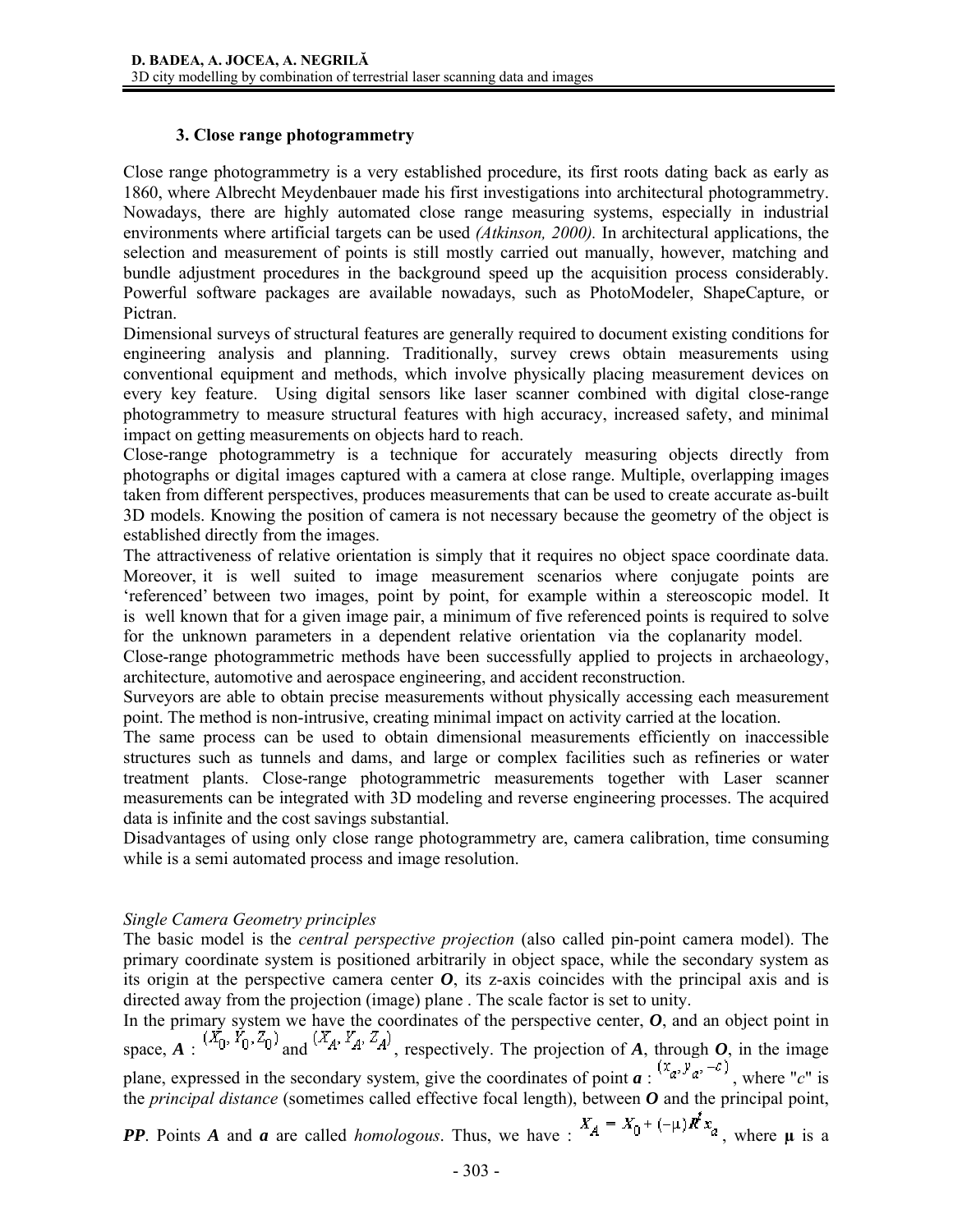### 3. Close range photogrammetry

Close range photogrammetry is a very established procedure, its first roots dating back as early as 1860, where Albrecht Meydenbauer made his first investigations into architectural photogrammetry. Nowadays, there are highly automated close range measuring systems, especially in industrial environments where artificial targets can be used *(Atkinson, 2000).* In architectural applications, the selection and measurement of points is still mostly carried out manually, however, matching and bundle adjustment procedures in the background speed up the acquisition process considerably. Powerful software packages are available nowadays, such as PhotoModeler, ShapeCapture, or Pictran.

Dimensional surveys of structural features are generally required to document existing conditions for engineering analysis and planning. Traditionally, survey crews obtain measurements using conventional equipment and methods, which involve physically placing measurement devices on every key feature. Using digital sensors like laser scanner combined with digital close-range photogrammetry to measure structural features with high accuracy, increased safety, and minimal impact on getting measurements on objects hard to reach.

Close-range photogrammetry is a technique for accurately measuring objects directly from photographs or digital images captured with a camera at close range. Multiple, overlapping images taken from different perspectives, produces measurements that can be used to create accurate as-built 3D models. Knowing the position of camera is not necessary because the geometry of the object is established directly from the images.

The attractiveness of relative orientation is simply that it requires no object space coordinate data. Moreover, it is well suited to image measurement scenarios where conjugate points are 'referenced' between two images, point by point, for example within a stereoscopic model. It is well known that for a given image pair, a minimum of five referenced points is required to solve for the unknown parameters in a dependent relative orientation via the coplanarity model.

Close-range photogrammetric methods have been successfully applied to projects in archaeology, architecture, automotive and aerospace engineering, and accident reconstruction.

Surveyors are able to obtain precise measurements without physically accessing each measurement point. The method is non-intrusive, creating minimal impact on activity carried at the location.

The same process can be used to obtain dimensional measurements efficiently on inaccessible structures such as tunnels and dams, and large or complex facilities such as refineries or water treatment plants. Close-range photogrammetric measurements together with Laser scanner measurements can be integrated with 3D modeling and reverse engineering processes. The acquired data is infinite and the cost savings substantial.

Disadvantages of using only close range photogrammetry are, camera calibration, time consuming while is a semi automated process and image resolution.

*Single Camera Geometry principles*

The basic model is the *central perspective projection* (also called pin-point camera model). The primary coordinate system is positioned arbitrarily in object space, while the secondary system as its origin at the perspective camera center ***O***, its z-axis coincides with the principal axis and is directed away from the projection (image) plane . The scale factor is set to unity.

In the primary system we have the coordinates of the perspective center, ***O***, and an object point in space, ***A*** : $(X_0, Y_0, Z_0)$ and $(X_A, Y_A, Z_A)$, respectively. The projection of ***A***, through ***O***, in the image plane, expressed in the secondary system, give the coordinates of point ***a*** : $(x_a, y_a, -c)$, where "*c*" is the *principal distance* (sometimes called effective focal length), between ***O*** and the principal point, ***PP***. Points ***A*** and ***a*** are called *homologous*. Thus, we have : $X_A = X_0 + (-\mu) R^t x_a$, where **μ** is a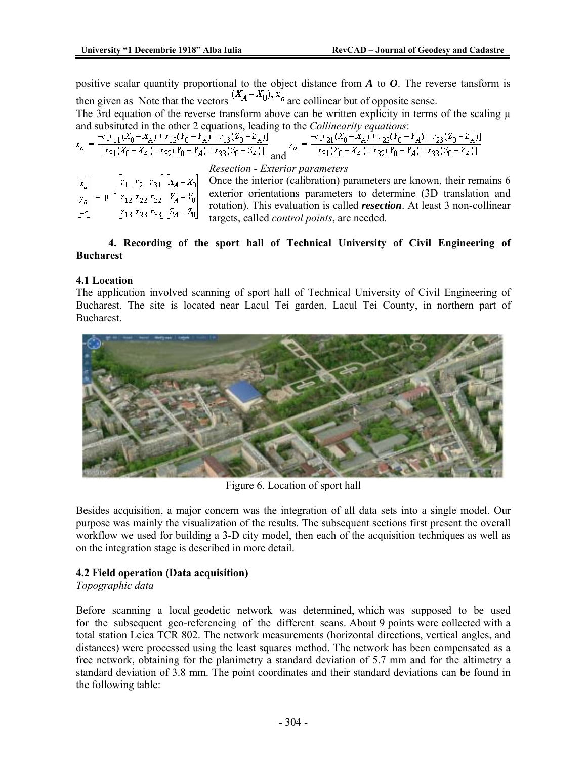positive scalar quantity proportional to the object distance from ***A*** to ***O***. The reverse tansform is then given as Note that the vectors $(X_A - X_0)$, $x_a$ are collinear but of opposite sense.

The 3rd equation of the reverse transform above can be written explicity in terms of the scaling μ and subsituted in the other 2 equations, leading to the *Collinearity equations*:

$$x_a = \frac{-c[r_{11}(X_0 - X_A) + r_{12}(Y_0 - Y_A) + r_{13}(Z_0 - Z_A)]}{[r_{31}(X_0 - X_A) + r_{32}(Y_0 - Y_A) + r_{33}(Z_0 - Z_A)]} \quad \text{and} \quad y_a = \frac{-c[r_{21}(X_0 - X_A) + r_{22}(Y_0 - Y_A) + r_{23}(Z_0 - Z_A)]}{[r_{31}(X_0 - X_A) + r_{32}(Y_0 - Y_A) + r_{33}(Z_0 - Z_A)]}$$

$$\begin{bmatrix} x_a \\ y_a \\ -c \end{bmatrix} = \mu^{-1} \begin{bmatrix} r_{11} & r_{21} & r_{31} \\ r_{12} & r_{22} & r_{32} \\ r_{13} & r_{23} & r_{33} \end{bmatrix} \begin{bmatrix} X_A - X_0 \\ Y_A - Y_0 \\ Z_A - Z_0 \end{bmatrix}$$

*Resection - Exterior parameters*

Once the interior (calibration) parameters are known, their remains 6 exterior orientations parameters to determine (3D translation and rotation). This evaluation is called ***resection***. At least 3 non-collinear targets, called *control points*, are needed.

### 4. Recording of the sport hall of Technical University of Civil Engineering of Bucharest

#### 4.1 Location

The application involved scanning of sport hall of Technical University of Civil Engineering of Bucharest. The site is located near Lacul Tei garden, Lacul Tei County, in northern part of Bucharest.

Figure 6. Location of sport hall

Besides acquisition, a major concern was the integration of all data sets into a single model. Our purpose was mainly the visualization of the results. The subsequent sections first present the overall workflow we used for building a 3-D city model, then each of the acquisition techniques as well as on the integration stage is described in more detail.

#### 4.2 Field operation (Data acquisition)

*Topographic data*

Before scanning a local geodetic network was determined, which was supposed to be used for the subsequent geo-referencing of the different scans. About 9 points were collected with a total station Leica TCR 802. The network measurements (horizontal directions, vertical angles, and distances) were processed using the least squares method. The network has been compensated as a free network, obtaining for the planimetry a standard deviation of 5.7 mm and for the altimetry a standard deviation of 3.8 mm. The point coordinates and their standard deviations can be found in the following table: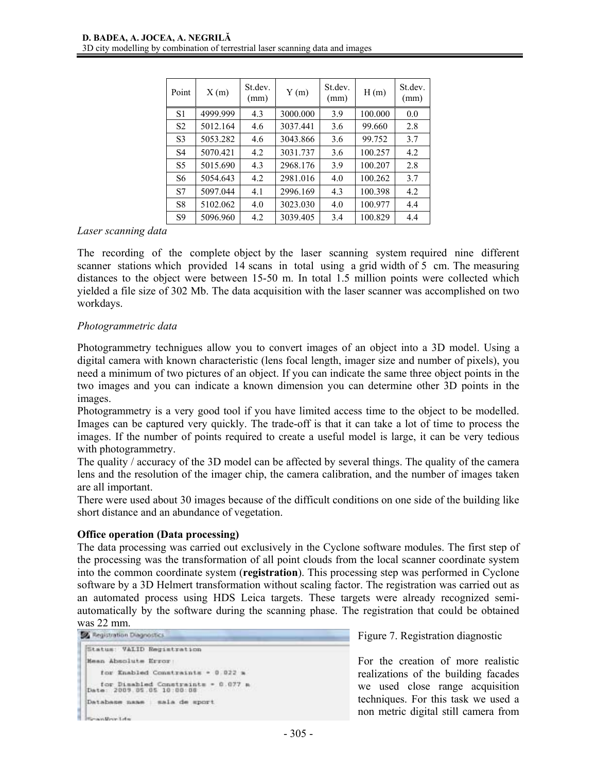| Point | X (m) | St.dev. (mm) | Y (m) | St.dev. (mm) | H (m) | St.dev. (mm) |
|---|---|---|---|---|---|---|
| S1 | 4999.999 | 4.3 | 3000.000 | 3.9 | 100.000 | 0.0 |
| S2 | 5012.164 | 4.6 | 3037.441 | 3.6 | 99.660 | 2.8 |
| S3 | 5053.282 | 4.6 | 3043.866 | 3.6 | 99.752 | 3.7 |
| S4 | 5070.421 | 4.2 | 3031.737 | 3.6 | 100.257 | 4.2 |
| S5 | 5015.690 | 4.3 | 2968.176 | 3.9 | 100.207 | 2.8 |
| S6 | 5054.643 | 4.2 | 2981.016 | 4.0 | 100.262 | 3.7 |
| S7 | 5097.044 | 4.1 | 2996.169 | 4.3 | 100.398 | 4.2 |
| S8 | 5102.062 | 4.0 | 3023.030 | 4.0 | 100.977 | 4.4 |
| S9 | 5096.960 | 4.2 | 3039.405 | 3.4 | 100.829 | 4.4 |

*Laser scanning data*

The recording of the complete object by the laser scanning system required nine different scanner stations which provided 14 scans in total using a grid width of 5 cm. The measuring distances to the object were between 15-50 m. In total 1.5 million points were collected which yielded a file size of 302 Mb. The data acquisition with the laser scanner was accomplished on two workdays.

*Photogrammetric data*

Photogrammetry technigues allow you to convert images of an object into a 3D model. Using a digital camera with known characteristic (lens focal length, imager size and number of pixels), you need a minimum of two pictures of an object. If you can indicate the same three object points in the two images and you can indicate a known dimension you can determine other 3D points in the images.

Photogrammetry is a very good tool if you have limited access time to the object to be modelled. Images can be captured very quickly. The trade-off is that it can take a lot of time to process the images. If the number of points required to create a useful model is large, it can be very tedious with photogrammetry.

The quality / accuracy of the 3D model can be affected by several things. The quality of the camera lens and the resolution of the imager chip, the camera calibration, and the number of images taken are all important.

There were used about 30 images because of the difficult conditions on one side of the building like short distance and an abundance of vegetation.

**Office operation (Data processing)**

The data processing was carried out exclusively in the Cyclone software modules. The first step of the processing was the transformation of all point clouds from the local scanner coordinate system into the common coordinate system (**registration**). This processing step was performed in Cyclone software by a 3D Helmert transformation without scaling factor. The registration was carried out as an automated process using HDS Leica targets. These targets were already recognized semi-automatically by the software during the scanning phase. The registration that could be obtained was 22 mm.

```
Registration Diagnostics
Status: VALID Registration
Mean Absolute Error:
   for Enabled Constraints = 0.022 m
   for Disabled Constraints = 0.077 m
Date: 2009.05.05 10:00:08
Database name : sala de sport
ScanWorlds
```

Figure 7. Registration diagnostic

For the creation of more realistic realizations of the building facades we used close range acquisition techniques. For this task we used a non metric digital still camera from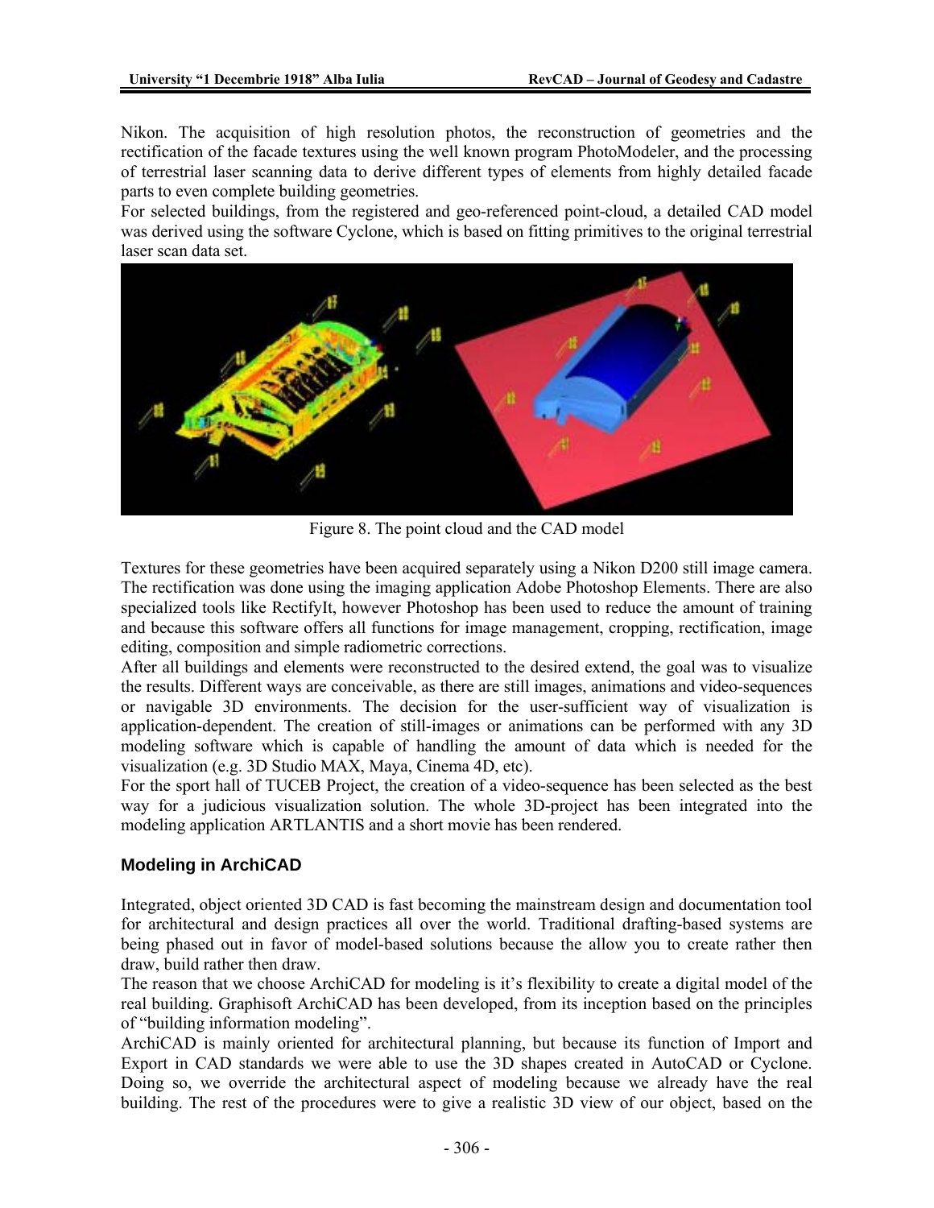Nikon. The acquisition of high resolution photos, the reconstruction of geometries and the rectification of the facade textures using the well known program PhotoModeler, and the processing of terrestrial laser scanning data to derive different types of elements from highly detailed facade parts to even complete building geometries.

For selected buildings, from the registered and geo-referenced point-cloud, a detailed CAD model was derived using the software Cyclone, which is based on fitting primitives to the original terrestrial laser scan data set.

Figure 8. The point cloud and the CAD model

Textures for these geometries have been acquired separately using a Nikon D200 still image camera. The rectification was done using the imaging application Adobe Photoshop Elements. There are also specialized tools like RectifyIt, however Photoshop has been used to reduce the amount of training and because this software offers all functions for image management, cropping, rectification, image editing, composition and simple radiometric corrections.

After all buildings and elements were reconstructed to the desired extend, the goal was to visualize the results. Different ways are conceivable, as there are still images, animations and video-sequences or navigable 3D environments. The decision for the user-sufficient way of visualization is application-dependent. The creation of still-images or animations can be performed with any 3D modeling software which is capable of handling the amount of data which is needed for the visualization (e.g. 3D Studio MAX, Maya, Cinema 4D, etc).

For the sport hall of TUCEB Project, the creation of a video-sequence has been selected as the best way for a judicious visualization solution. The whole 3D-project has been integrated into the modeling application ARTLANTIS and a short movie has been rendered.

## Modeling in ArchiCAD

Integrated, object oriented 3D CAD is fast becoming the mainstream design and documentation tool for architectural and design practices all over the world. Traditional drafting-based systems are being phased out in favor of model-based solutions because the allow you to create rather then draw, build rather then draw.

The reason that we choose ArchiCAD for modeling is it's flexibility to create a digital model of the real building. Graphisoft ArchiCAD has been developed, from its inception based on the principles of "building information modeling".

ArchiCAD is mainly oriented for architectural planning, but because its function of Import and Export in CAD standards we were able to use the 3D shapes created in AutoCAD or Cyclone. Doing so, we override the architectural aspect of modeling because we already have the real building. The rest of the procedures were to give a realistic 3D view of our object, based on the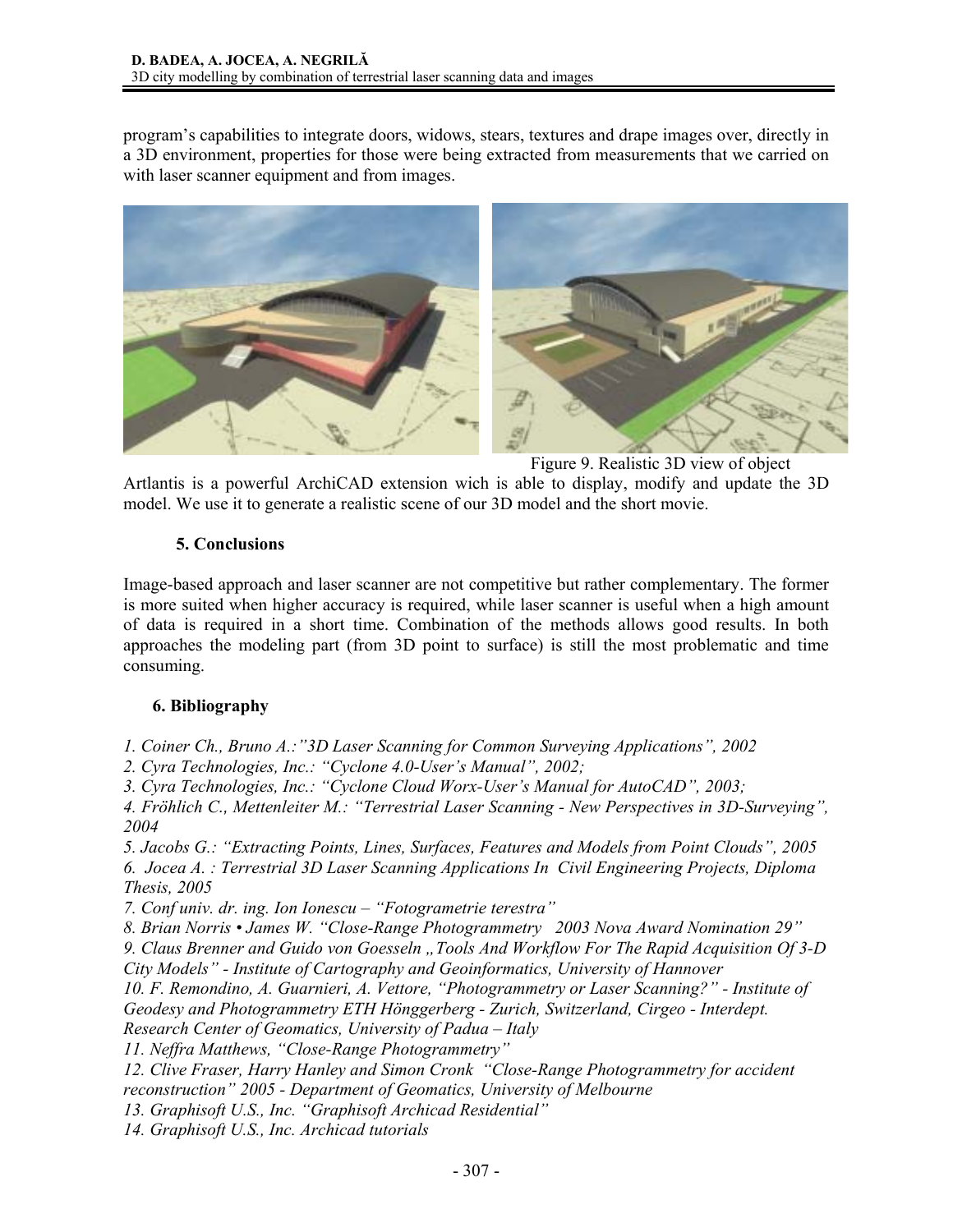program's capabilities to integrate doors, widows, stears, textures and drape images over, directly in a 3D environment, properties for those were being extracted from measurements that we carried on with laser scanner equipment and from images.

Figure 9. Realistic 3D view of object

Artlantis is a powerful ArchiCAD extension wich is able to display, modify and update the 3D model. We use it to generate a realistic scene of our 3D model and the short movie.

## 5. Conclusions

Image-based approach and laser scanner are not competitive but rather complementary. The former is more suited when higher accuracy is required, while laser scanner is useful when a high amount of data is required in a short time. Combination of the methods allows good results. In both approaches the modeling part (from 3D point to surface) is still the most problematic and time consuming.

## 6. Bibliography

*1. Coiner Ch., Bruno A.:"3D Laser Scanning for Common Surveying Applications", 2002*

*2. Cyra Technologies, Inc.: "Cyclone 4.0-User's Manual", 2002;*

*3. Cyra Technologies, Inc.: "Cyclone Cloud Worx-User's Manual for AutoCAD", 2003;*

*4. Fröhlich C., Mettenleiter M.: "Terrestrial Laser Scanning - New Perspectives in 3D-Surveying", 2004*

*5. Jacobs G.: "Extracting Points, Lines, Surfaces, Features and Models from Point Clouds", 2005*

*6. Jocea A. : Terrestrial 3D Laser Scanning Applications In Civil Engineering Projects, Diploma Thesis, 2005*

*7. Conf univ. dr. ing. Ion Ionescu – "Fotogrametrie terestra"*

*8. Brian Norris • James W. "Close-Range Photogrammetry 2003 Nova Award Nomination 29"*

*9. Claus Brenner and Guido von Goesseln „Tools And Workflow For The Rapid Acquisition Of 3-D City Models" - Institute of Cartography and Geoinformatics, University of Hannover*

*10. F. Remondino, A. Guarnieri, A. Vettore, "Photogrammetry or Laser Scanning?" - Institute of Geodesy and Photogrammetry ETH Hönggerberg - Zurich, Switzerland, Cirgeo - Interdept. Research Center of Geomatics, University of Padua – Italy*

*11. Neffra Matthews, "Close-Range Photogrammetry"*

*12. Clive Fraser, Harry Hanley and Simon Cronk "Close-Range Photogrammetry for accident reconstruction" 2005 - Department of Geomatics, University of Melbourne*

*13. Graphisoft U.S., Inc. "Graphisoft Archicad Residential"*

*14. Graphisoft U.S., Inc. Archicad tutorials*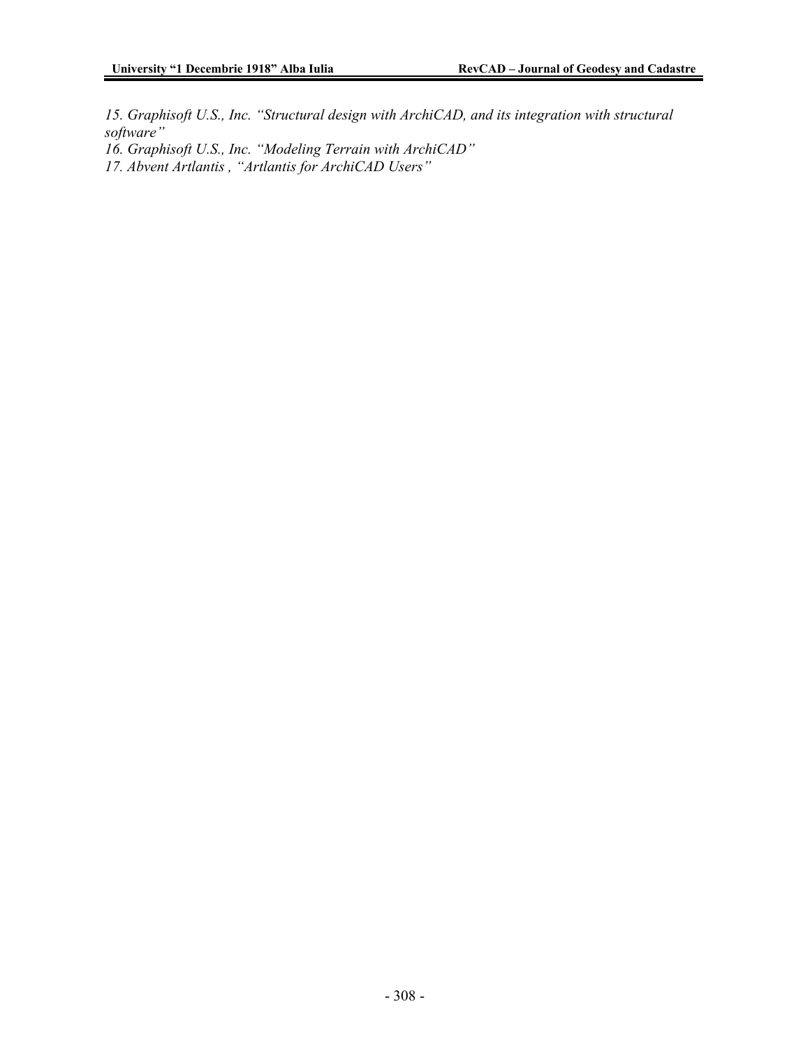*15. Graphisoft U.S., Inc. "Structural design with ArchiCAD, and its integration with structural software"*

*16. Graphisoft U.S., Inc. "Modeling Terrain with ArchiCAD"*

*17. Abvent Artlantis , "Artlantis for ArchiCAD Users"*